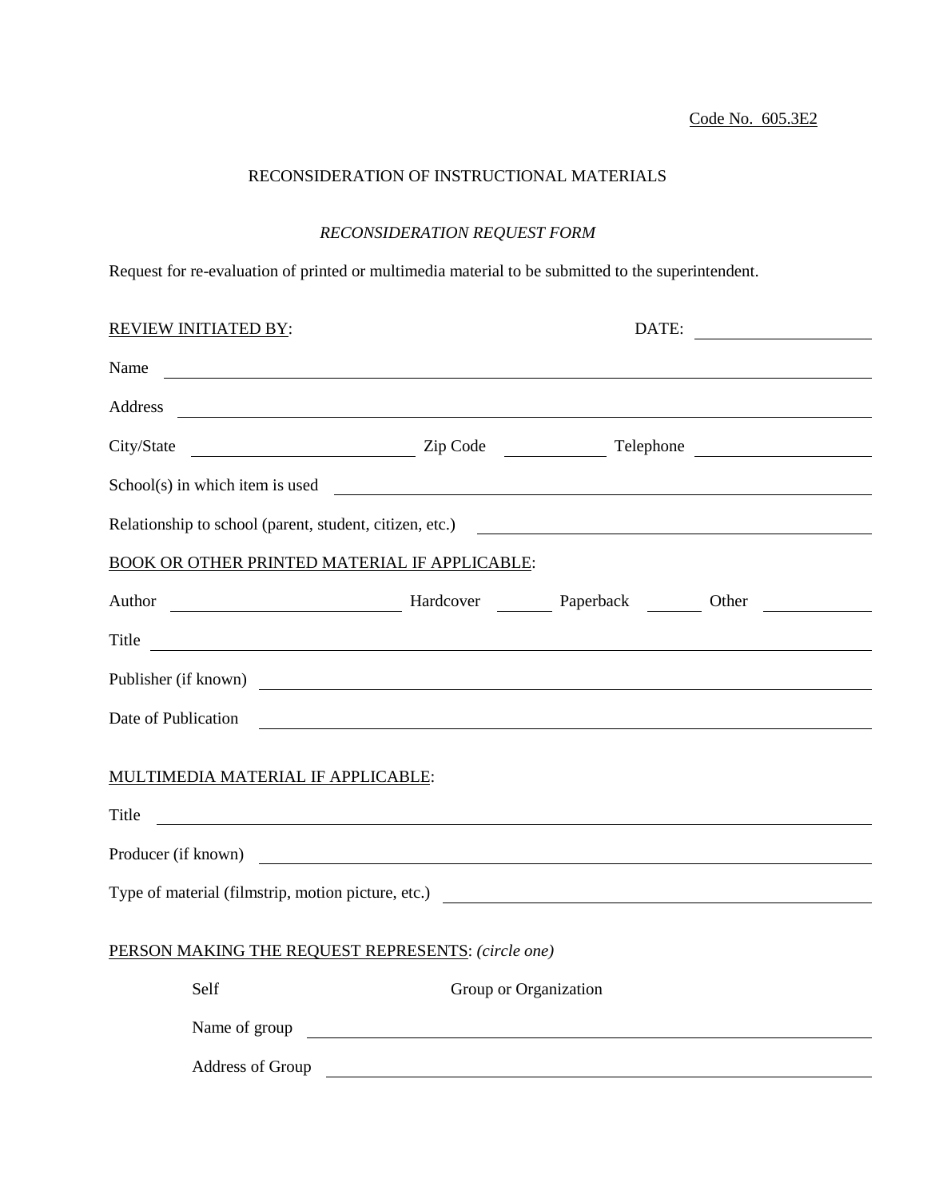Code No. 605.3E2

# RECONSIDERATION OF INSTRUCTIONAL MATERIALS

## *RECONSIDERATION REQUEST FORM*

Request for re-evaluation of printed or multimedia material to be submitted to the superintendent.

REVIEW INITIATED BY: DATE: ____________________

Name ____________________________________________________________

Address ____________________________________________________________

City/State ______________________ Zip Code __________ Telephone ________________

School(s) in which item is used ____________________________________________

Relationship to school (parent, student, citizen, etc.) ________________________________

BOOK OR OTHER PRINTED MATERIAL IF APPLICABLE:

Author ______________________ Hardcover ______ Paperback ______ Other __________

Title ____________________________________________________________

Publisher (if known) ________________________________________________

Date of Publication ________________________________________________

MULTIMEDIA MATERIAL IF APPLICABLE:

Title ____________________________________________________________

Producer (if known) ________________________________________________

Type of material (filmstrip, motion picture, etc.) ________________________________

PERSON MAKING THE REQUEST REPRESENTS: *(circle one)*

Self Group or Organization

Name of group ____________________________________________________

Address of Group __________________________________________________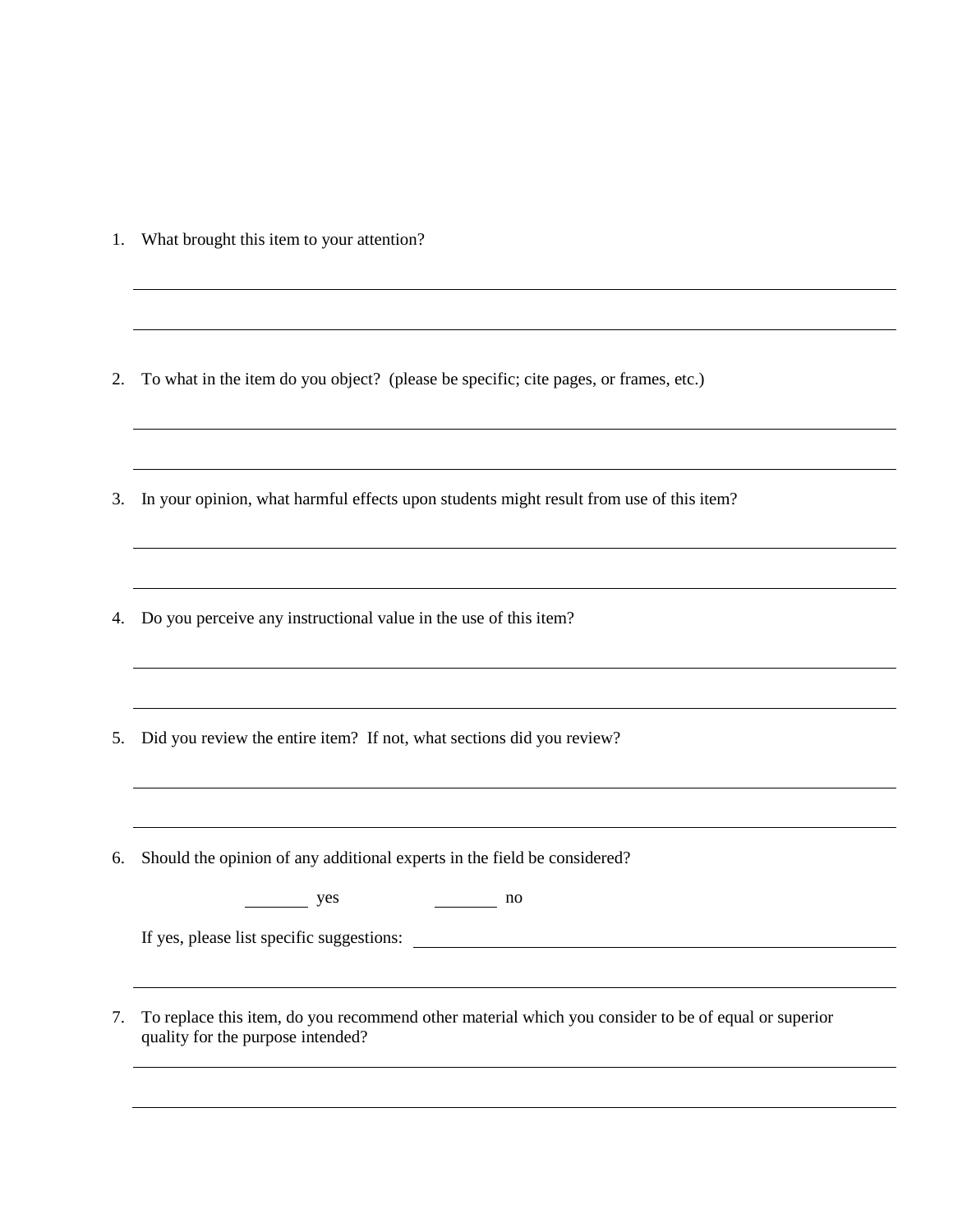1. What brought this item to your attention?

______________________________________________________________________

______________________________________________________________________

2. To what in the item do you object? (please be specific; cite pages, or frames, etc.)

______________________________________________________________________

______________________________________________________________________

3. In your opinion, what harmful effects upon students might result from use of this item?

______________________________________________________________________

______________________________________________________________________

4. Do you perceive any instructional value in the use of this item?

______________________________________________________________________

______________________________________________________________________

5. Did you review the entire item? If not, what sections did you review?

______________________________________________________________________

______________________________________________________________________

6. Should the opinion of any additional experts in the field be considered?

   ________ yes ________ no

   If yes, please list specific suggestions: ______________________________

______________________________________________________________________

7. To replace this item, do you recommend other material which you consider to be of equal or superior quality for the purpose intended?

______________________________________________________________________

______________________________________________________________________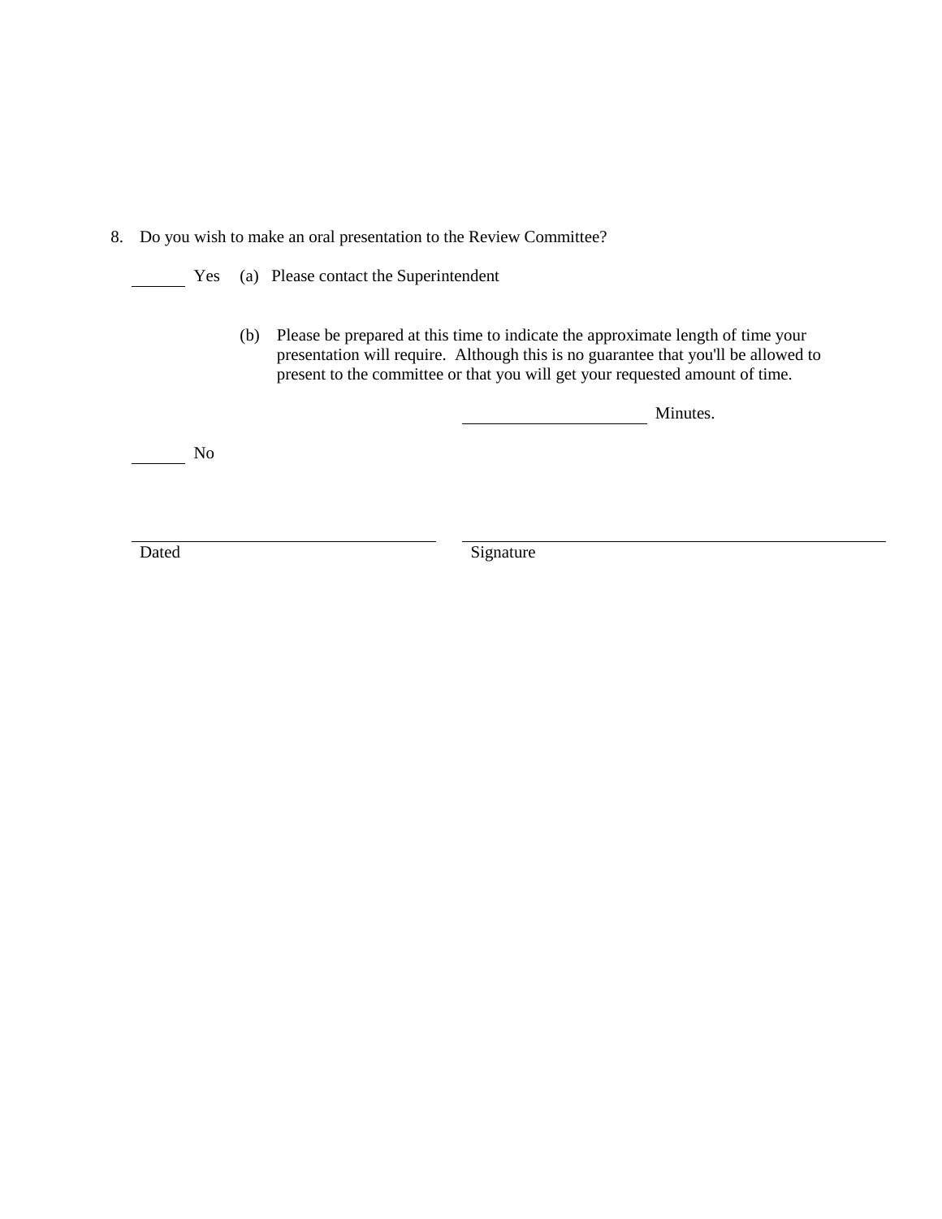8. Do you wish to make an oral presentation to the Review Committee?

_______ Yes (a) Please contact the Superintendent

(b) Please be prepared at this time to indicate the approximate length of time your presentation will require. Although this is no guarantee that you'll be allowed to present to the committee or that you will get your requested amount of time.

_______________________ Minutes.

_______ No

_______________________________ Dated

_______________________________ Signature